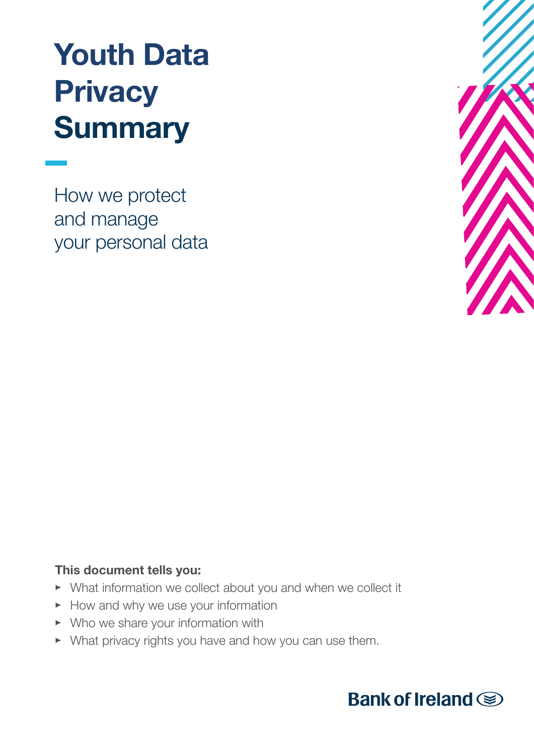# Youth Data Privacy Summary

How we protect and manage your personal data

**This document tells you:**

- What information we collect about you and when we collect it
- How and why we use your information
- Who we share your information with
- What privacy rights you have and how you can use them.

Bank of Ireland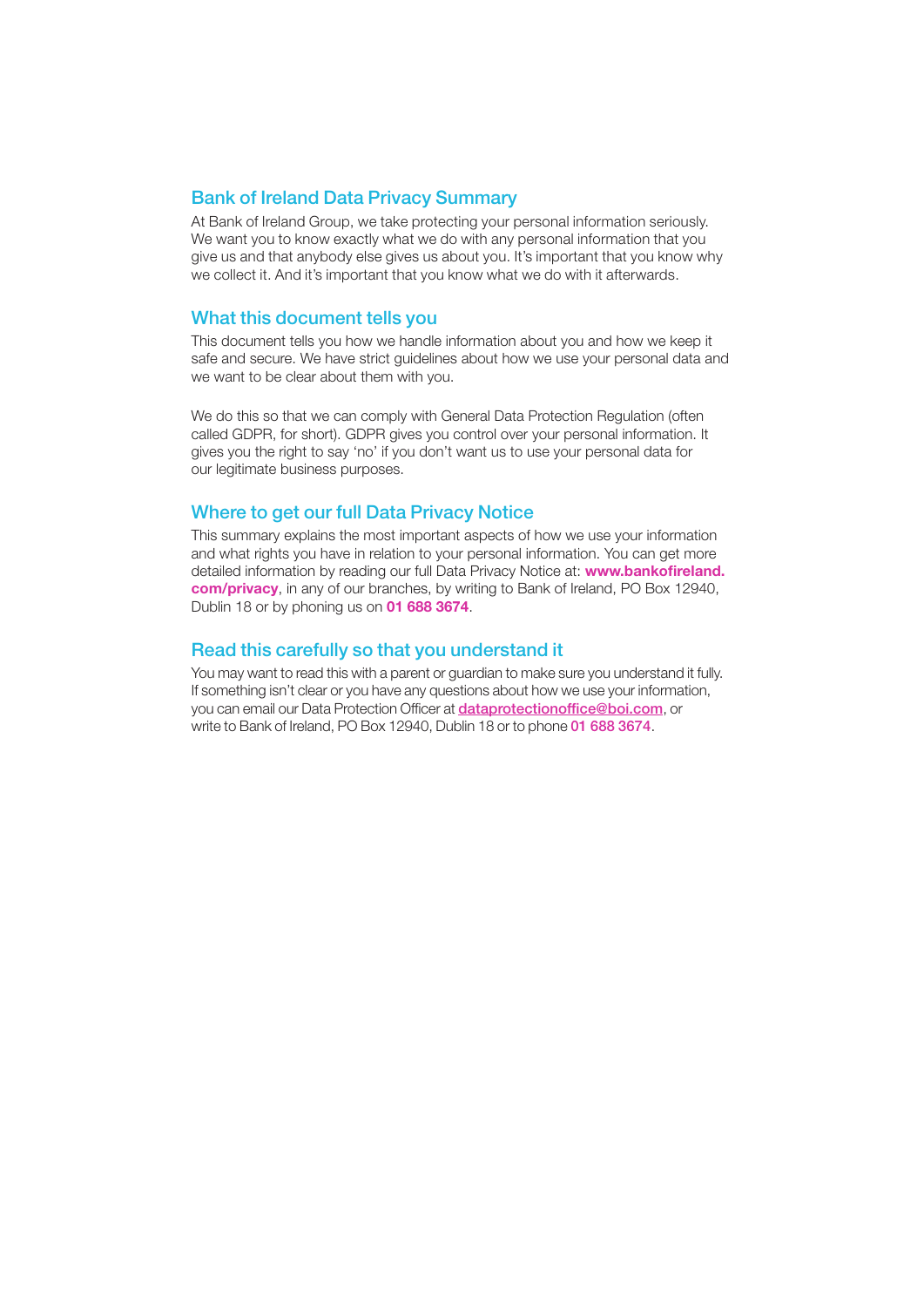## Bank of Ireland Data Privacy Summary

At Bank of Ireland Group, we take protecting your personal information seriously. We want you to know exactly what we do with any personal information that you give us and that anybody else gives us about you. It's important that you know why we collect it. And it's important that you know what we do with it afterwards.

## What this document tells you

This document tells you how we handle information about you and how we keep it safe and secure. We have strict guidelines about how we use your personal data and we want to be clear about them with you.

We do this so that we can comply with General Data Protection Regulation (often called GDPR, for short). GDPR gives you control over your personal information. It gives you the right to say 'no' if you don't want us to use your personal data for our legitimate business purposes.

## Where to get our full Data Privacy Notice

This summary explains the most important aspects of how we use your information and what rights you have in relation to your personal information. You can get more detailed information by reading our full Data Privacy Notice at: **www.bankofireland.com/privacy**, in any of our branches, by writing to Bank of Ireland, PO Box 12940, Dublin 18 or by phoning us on **01 688 3674**.

## Read this carefully so that you understand it

You may want to read this with a parent or guardian to make sure you understand it fully. If something isn't clear or you have any questions about how we use your information, you can email our Data Protection Officer at **dataprotectionoffice@boi.com**, or write to Bank of Ireland, PO Box 12940, Dublin 18 or to phone **01 688 3674**.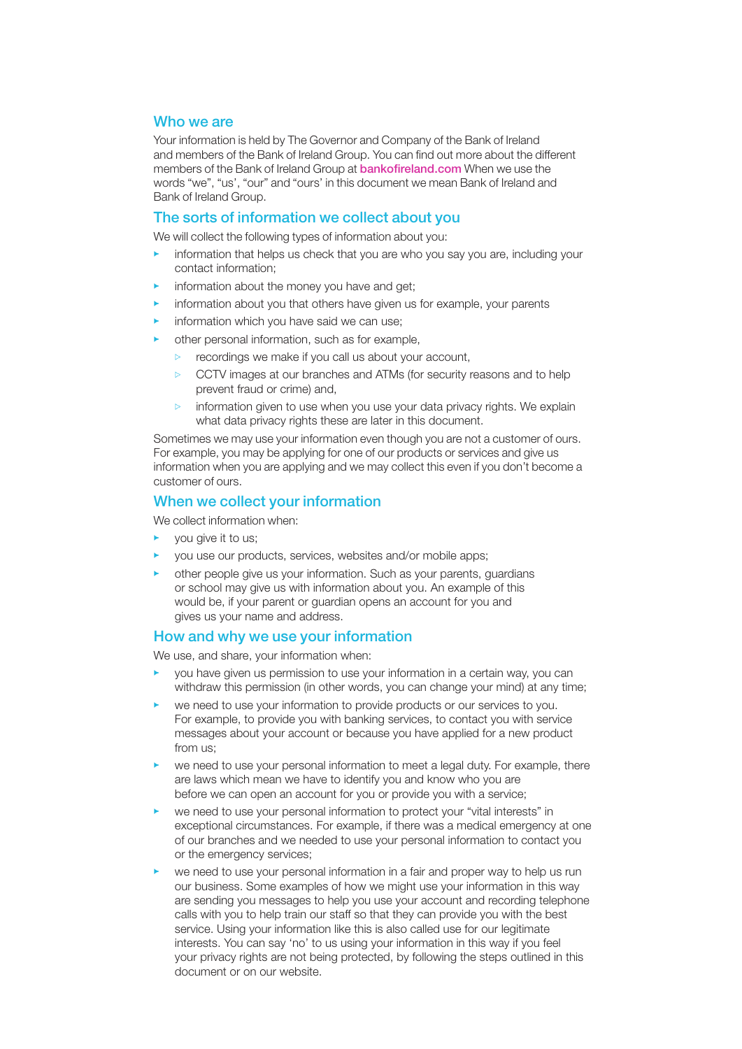## Who we are

Your information is held by The Governor and Company of the Bank of Ireland and members of the Bank of Ireland Group. You can find out more about the different members of the Bank of Ireland Group at bankofireland.com When we use the words "we", "us', "our" and "ours' in this document we mean Bank of Ireland and Bank of Ireland Group.

## The sorts of information we collect about you

We will collect the following types of information about you:

- information that helps us check that you are who you say you are, including your contact information;
- information about the money you have and get;
- information about you that others have given us for example, your parents
- information which you have said we can use;
- other personal information, such as for example,
  - recordings we make if you call us about your account,
  - CCTV images at our branches and ATMs (for security reasons and to help prevent fraud or crime) and,
  - information given to use when you use your data privacy rights. We explain what data privacy rights these are later in this document.

Sometimes we may use your information even though you are not a customer of ours. For example, you may be applying for one of our products or services and give us information when you are applying and we may collect this even if you don't become a customer of ours.

## When we collect your information

We collect information when:

- you give it to us;
- you use our products, services, websites and/or mobile apps;
- other people give us your information. Such as your parents, guardians or school may give us with information about you. An example of this would be, if your parent or guardian opens an account for you and gives us your name and address.

## How and why we use your information

We use, and share, your information when:

- you have given us permission to use your information in a certain way, you can withdraw this permission (in other words, you can change your mind) at any time;
- we need to use your information to provide products or our services to you. For example, to provide you with banking services, to contact you with service messages about your account or because you have applied for a new product from us;
- we need to use your personal information to meet a legal duty. For example, there are laws which mean we have to identify you and know who you are before we can open an account for you or provide you with a service;
- we need to use your personal information to protect your "vital interests" in exceptional circumstances. For example, if there was a medical emergency at one of our branches and we needed to use your personal information to contact you or the emergency services;
- we need to use your personal information in a fair and proper way to help us run our business. Some examples of how we might use your information in this way are sending you messages to help you use your account and recording telephone calls with you to help train our staff so that they can provide you with the best service. Using your information like this is also called use for our legitimate interests. You can say 'no' to us using your information in this way if you feel your privacy rights are not being protected, by following the steps outlined in this document or on our website.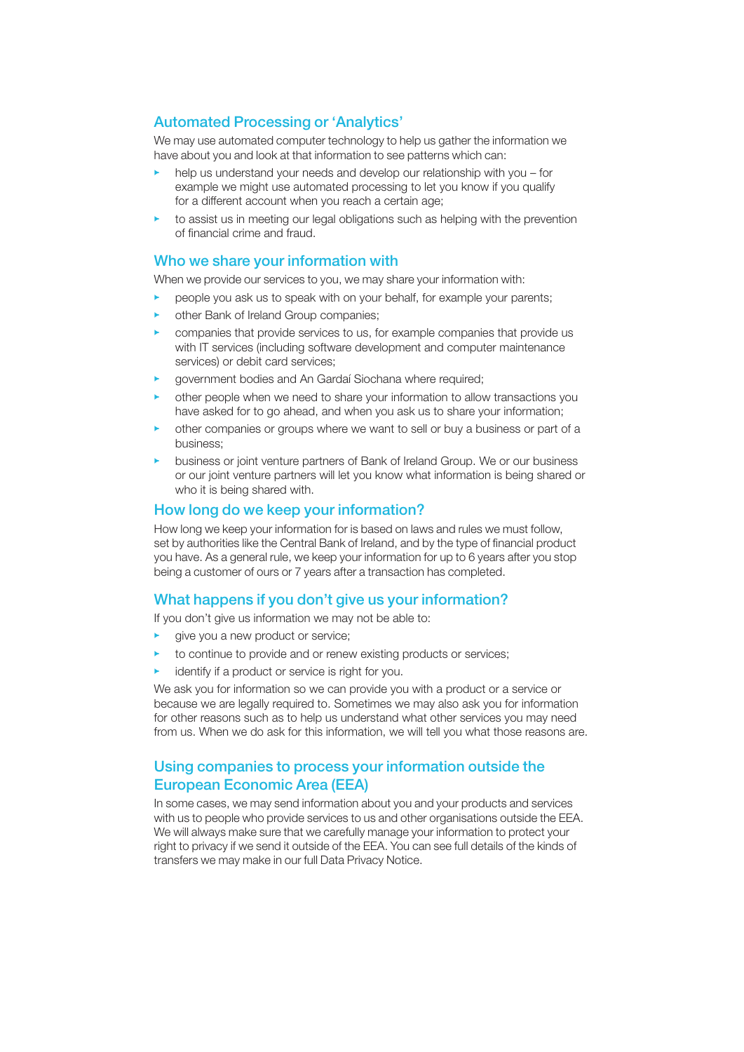## Automated Processing or 'Analytics'

We may use automated computer technology to help us gather the information we have about you and look at that information to see patterns which can:

- help us understand your needs and develop our relationship with you – for example we might use automated processing to let you know if you qualify for a different account when you reach a certain age;
- to assist us in meeting our legal obligations such as helping with the prevention of financial crime and fraud.

## Who we share your information with

When we provide our services to you, we may share your information with:

- people you ask us to speak with on your behalf, for example your parents;
- other Bank of Ireland Group companies;
- companies that provide services to us, for example companies that provide us with IT services (including software development and computer maintenance services) or debit card services;
- government bodies and An Gardaí Siochana where required;
- other people when we need to share your information to allow transactions you have asked for to go ahead, and when you ask us to share your information;
- other companies or groups where we want to sell or buy a business or part of a business;
- business or joint venture partners of Bank of Ireland Group. We or our business or our joint venture partners will let you know what information is being shared or who it is being shared with.

## How long do we keep your information?

How long we keep your information for is based on laws and rules we must follow, set by authorities like the Central Bank of Ireland, and by the type of financial product you have. As a general rule, we keep your information for up to 6 years after you stop being a customer of ours or 7 years after a transaction has completed.

## What happens if you don't give us your information?

If you don't give us information we may not be able to:

- give you a new product or service;
- to continue to provide and or renew existing products or services;
- identify if a product or service is right for you.

We ask you for information so we can provide you with a product or a service or because we are legally required to. Sometimes we may also ask you for information for other reasons such as to help us understand what other services you may need from us. When we do ask for this information, we will tell you what those reasons are.

## Using companies to process your information outside the European Economic Area (EEA)

In some cases, we may send information about you and your products and services with us to people who provide services to us and other organisations outside the EEA. We will always make sure that we carefully manage your information to protect your right to privacy if we send it outside of the EEA. You can see full details of the kinds of transfers we may make in our full Data Privacy Notice.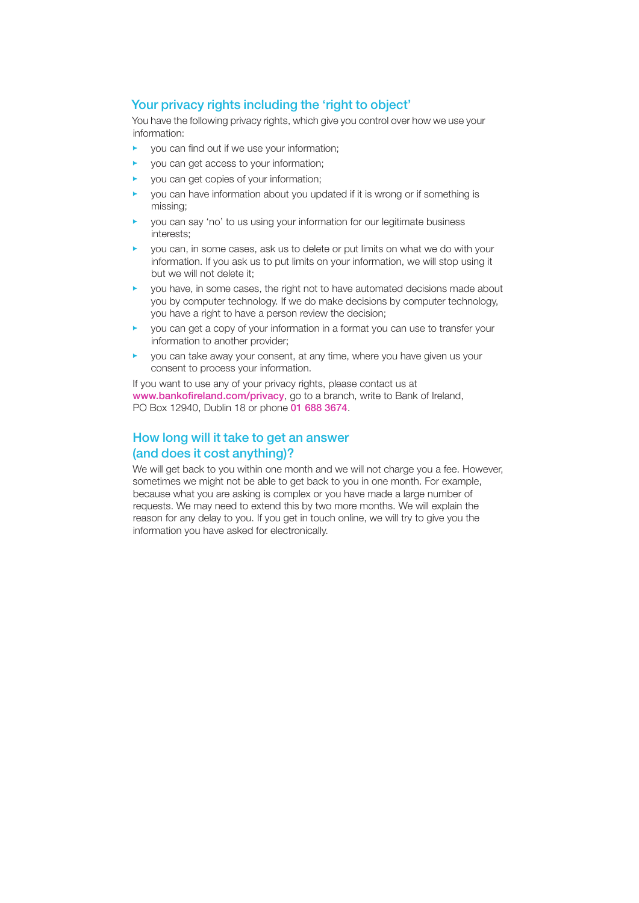## Your privacy rights including the 'right to object'

You have the following privacy rights, which give you control over how we use your information:

- you can find out if we use your information;
- you can get access to your information;
- you can get copies of your information;
- you can have information about you updated if it is wrong or if something is missing;
- you can say 'no' to us using your information for our legitimate business interests;
- you can, in some cases, ask us to delete or put limits on what we do with your information. If you ask us to put limits on your information, we will stop using it but we will not delete it;
- you have, in some cases, the right not to have automated decisions made about you by computer technology. If we do make decisions by computer technology, you have a right to have a person review the decision;
- you can get a copy of your information in a format you can use to transfer your information to another provider;
- you can take away your consent, at any time, where you have given us your consent to process your information.

If you want to use any of your privacy rights, please contact us at www.bankofireland.com/privacy, go to a branch, write to Bank of Ireland, PO Box 12940, Dublin 18 or phone 01 688 3674.

## How long will it take to get an answer (and does it cost anything)?

We will get back to you within one month and we will not charge you a fee. However, sometimes we might not be able to get back to you in one month. For example, because what you are asking is complex or you have made a large number of requests. We may need to extend this by two more months. We will explain the reason for any delay to you. If you get in touch online, we will try to give you the information you have asked for electronically.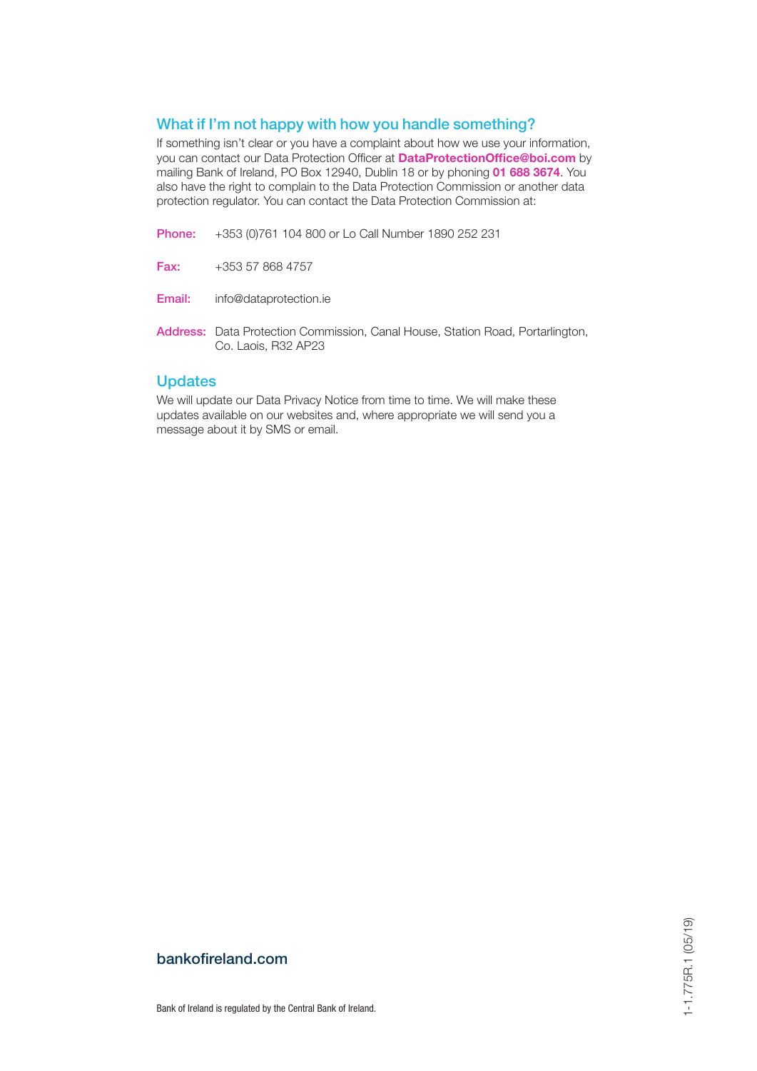## What if I'm not happy with how you handle something?

If something isn't clear or you have a complaint about how we use your information, you can contact our Data Protection Officer at **DataProtectionOffice@boi.com** by mailing Bank of Ireland, PO Box 12940, Dublin 18 or by phoning **01 688 3674**. You also have the right to complain to the Data Protection Commission or another data protection regulator. You can contact the Data Protection Commission at:

**Phone:** +353 (0)761 104 800 or Lo Call Number 1890 252 231

**Fax:** +353 57 868 4757

**Email:** info@dataprotection.ie

**Address:** Data Protection Commission, Canal House, Station Road, Portarlington, Co. Laois, R32 AP23

## Updates

We will update our Data Privacy Notice from time to time. We will make these updates available on our websites and, where appropriate we will send you a message about it by SMS or email.

**bankofireland.com**

Bank of Ireland is regulated by the Central Bank of Ireland.

1-1.775R.1 (05/19)